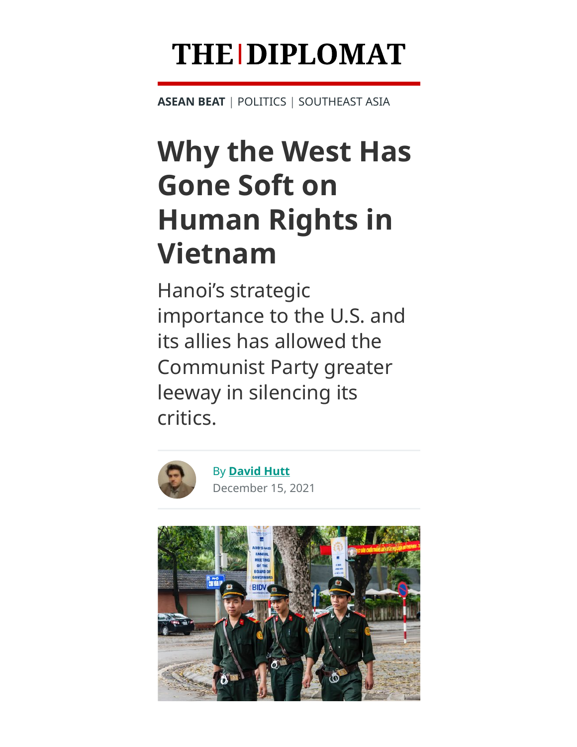THE | DIPLOMAT

**ASEAN BEAT** | POLITICS | SOUTHEAST ASIA

# Why the West Has Gone Soft on Human Rights in Vietnam

Hanoi's strategic importance to the U.S. and its allies has allowed the Communist Party greater leeway in silencing its critics.

By **David Hutt**
December 15, 2021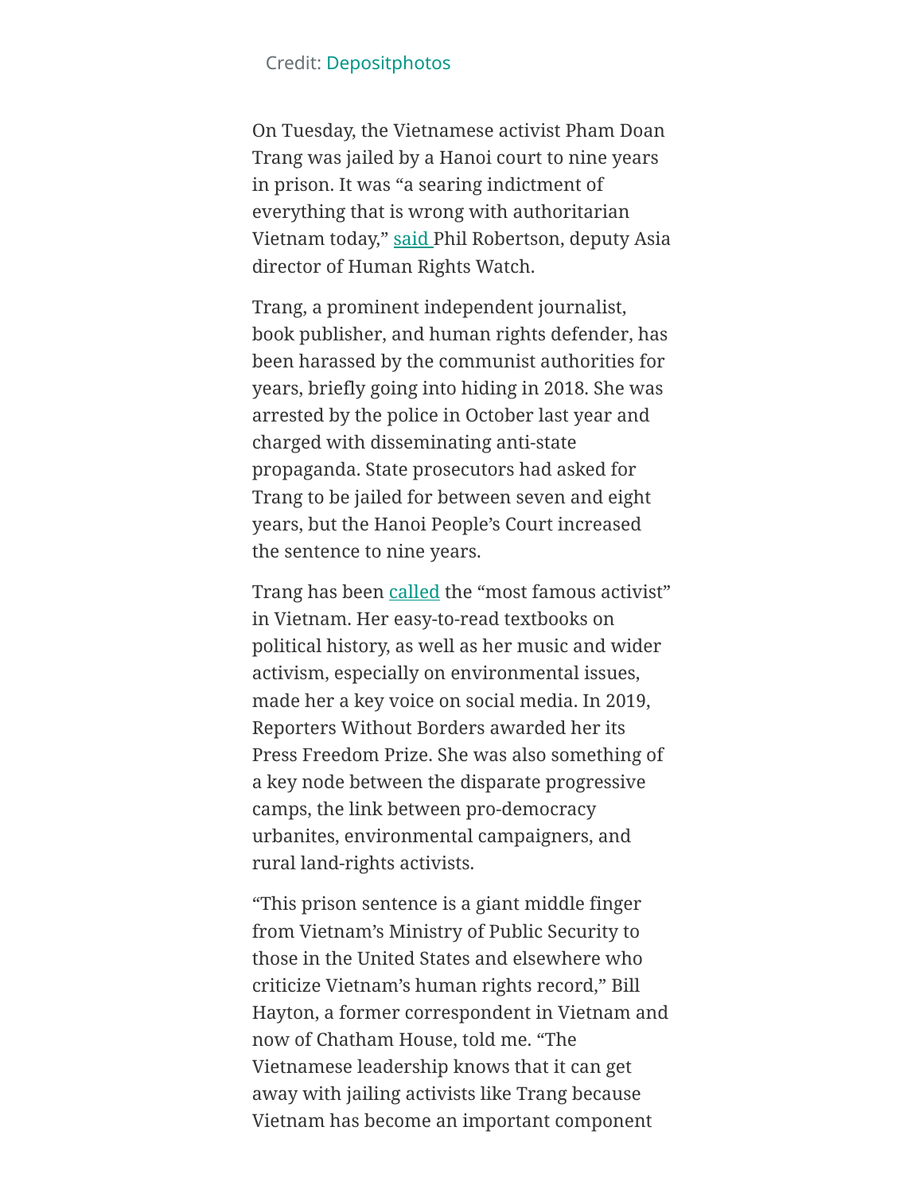Credit: Depositphotos

On Tuesday, the Vietnamese activist Pham Doan Trang was jailed by a Hanoi court to nine years in prison. It was "a searing indictment of everything that is wrong with authoritarian Vietnam today," said Phil Robertson, deputy Asia director of Human Rights Watch.

Trang, a prominent independent journalist, book publisher, and human rights defender, has been harassed by the communist authorities for years, briefly going into hiding in 2018. She was arrested by the police in October last year and charged with disseminating anti-state propaganda. State prosecutors had asked for Trang to be jailed for between seven and eight years, but the Hanoi People's Court increased the sentence to nine years.

Trang has been called the "most famous activist" in Vietnam. Her easy-to-read textbooks on political history, as well as her music and wider activism, especially on environmental issues, made her a key voice on social media. In 2019, Reporters Without Borders awarded her its Press Freedom Prize. She was also something of a key node between the disparate progressive camps, the link between pro-democracy urbanites, environmental campaigners, and rural land-rights activists.

"This prison sentence is a giant middle finger from Vietnam's Ministry of Public Security to those in the United States and elsewhere who criticize Vietnam's human rights record," Bill Hayton, a former correspondent in Vietnam and now of Chatham House, told me. "The Vietnamese leadership knows that it can get away with jailing activists like Trang because Vietnam has become an important component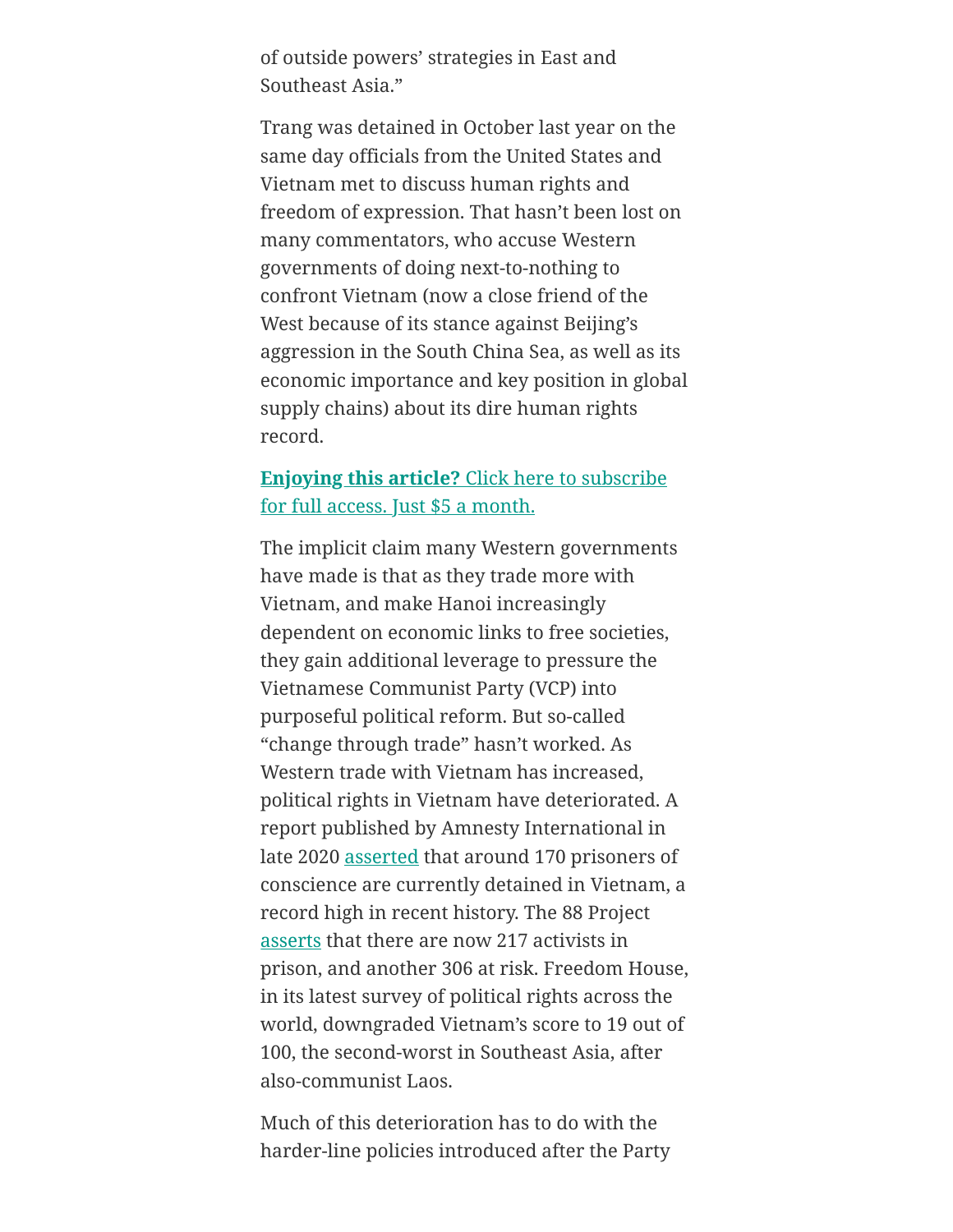of outside powers' strategies in East and Southeast Asia."

Trang was detained in October last year on the same day officials from the United States and Vietnam met to discuss human rights and freedom of expression. That hasn't been lost on many commentators, who accuse Western governments of doing next-to-nothing to confront Vietnam (now a close friend of the West because of its stance against Beijing's aggression in the South China Sea, as well as its economic importance and key position in global supply chains) about its dire human rights record.

**Enjoying this article?** Click here to subscribe for full access. Just $5 a month.

The implicit claim many Western governments have made is that as they trade more with Vietnam, and make Hanoi increasingly dependent on economic links to free societies, they gain additional leverage to pressure the Vietnamese Communist Party (VCP) into purposeful political reform. But so-called "change through trade" hasn't worked. As Western trade with Vietnam has increased, political rights in Vietnam have deteriorated. A report published by Amnesty International in late 2020 asserted that around 170 prisoners of conscience are currently detained in Vietnam, a record high in recent history. The 88 Project asserts that there are now 217 activists in prison, and another 306 at risk. Freedom House, in its latest survey of political rights across the world, downgraded Vietnam's score to 19 out of 100, the second-worst in Southeast Asia, after also-communist Laos.

Much of this deterioration has to do with the harder-line policies introduced after the Party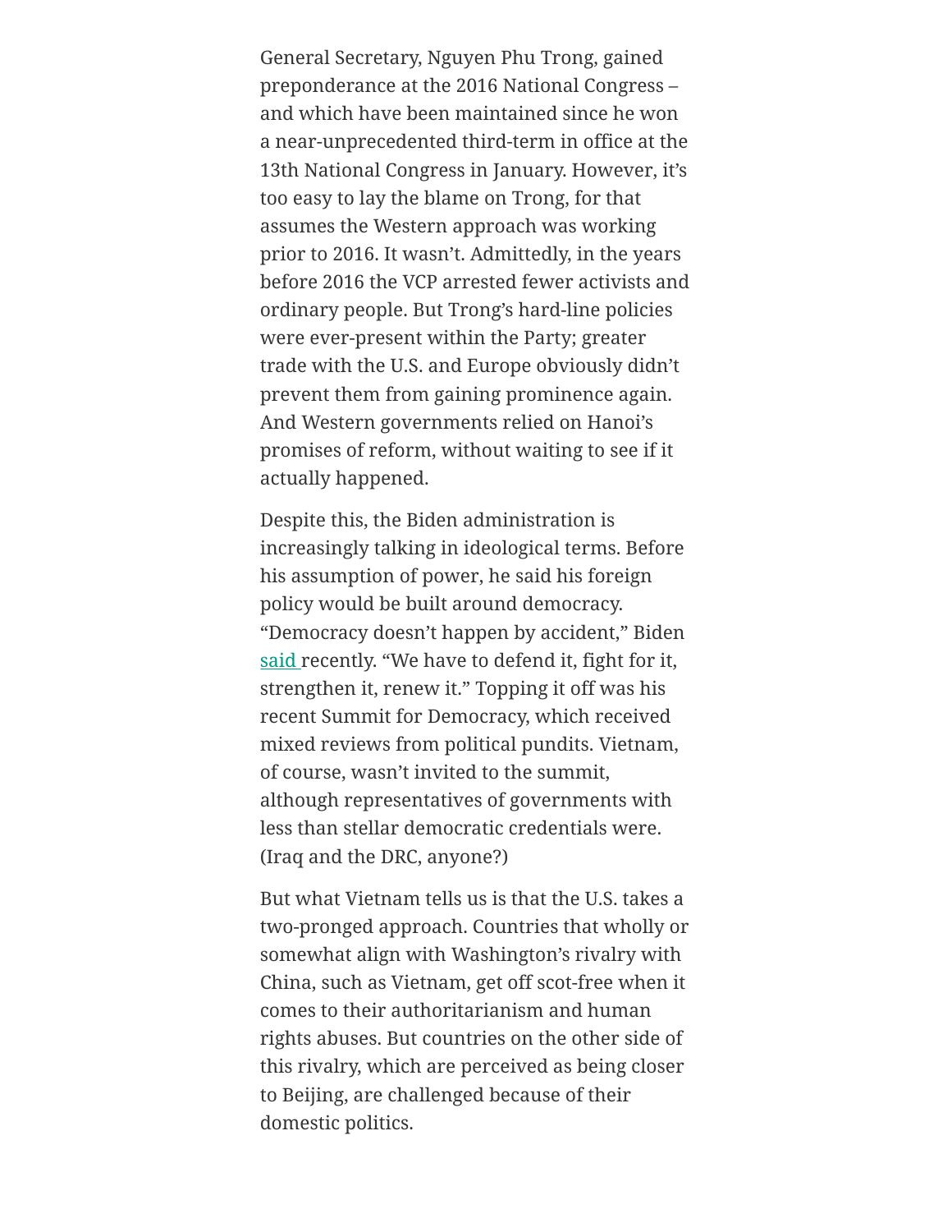General Secretary, Nguyen Phu Trong, gained preponderance at the 2016 National Congress – and which have been maintained since he won a near-unprecedented third-term in office at the 13th National Congress in January. However, it's too easy to lay the blame on Trong, for that assumes the Western approach was working prior to 2016. It wasn't. Admittedly, in the years before 2016 the VCP arrested fewer activists and ordinary people. But Trong's hard-line policies were ever-present within the Party; greater trade with the U.S. and Europe obviously didn't prevent them from gaining prominence again. And Western governments relied on Hanoi's promises of reform, without waiting to see if it actually happened.

Despite this, the Biden administration is increasingly talking in ideological terms. Before his assumption of power, he said his foreign policy would be built around democracy. "Democracy doesn't happen by accident," Biden said recently. "We have to defend it, fight for it, strengthen it, renew it." Topping it off was his recent Summit for Democracy, which received mixed reviews from political pundits. Vietnam, of course, wasn't invited to the summit, although representatives of governments with less than stellar democratic credentials were. (Iraq and the DRC, anyone?)

But what Vietnam tells us is that the U.S. takes a two-pronged approach. Countries that wholly or somewhat align with Washington's rivalry with China, such as Vietnam, get off scot-free when it comes to their authoritarianism and human rights abuses. But countries on the other side of this rivalry, which are perceived as being closer to Beijing, are challenged because of their domestic politics.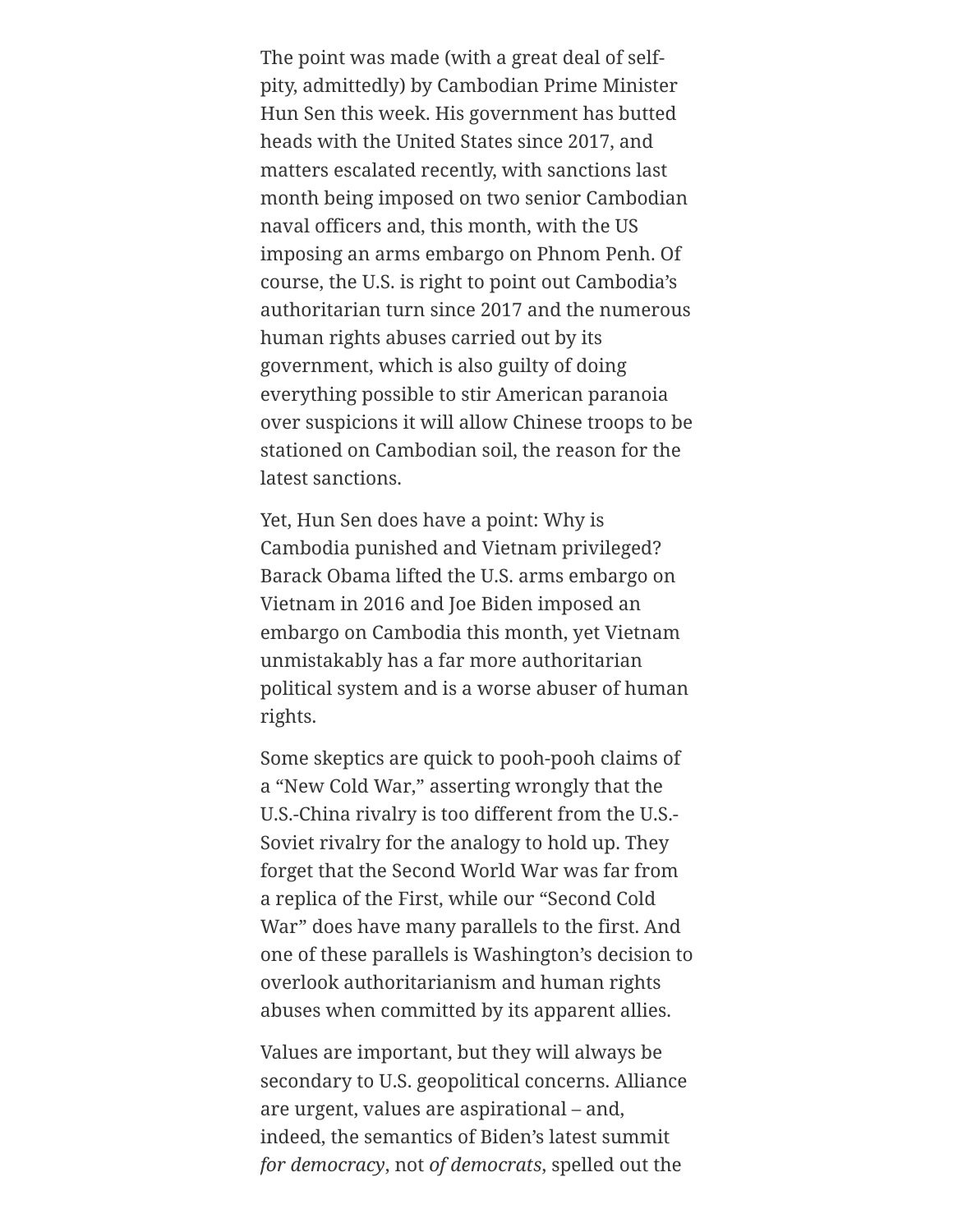The point was made (with a great deal of self-pity, admittedly) by Cambodian Prime Minister Hun Sen this week. His government has butted heads with the United States since 2017, and matters escalated recently, with sanctions last month being imposed on two senior Cambodian naval officers and, this month, with the US imposing an arms embargo on Phnom Penh. Of course, the U.S. is right to point out Cambodia's authoritarian turn since 2017 and the numerous human rights abuses carried out by its government, which is also guilty of doing everything possible to stir American paranoia over suspicions it will allow Chinese troops to be stationed on Cambodian soil, the reason for the latest sanctions.

Yet, Hun Sen does have a point: Why is Cambodia punished and Vietnam privileged? Barack Obama lifted the U.S. arms embargo on Vietnam in 2016 and Joe Biden imposed an embargo on Cambodia this month, yet Vietnam unmistakably has a far more authoritarian political system and is a worse abuser of human rights.

Some skeptics are quick to pooh-pooh claims of a "New Cold War," asserting wrongly that the U.S.-China rivalry is too different from the U.S.-Soviet rivalry for the analogy to hold up. They forget that the Second World War was far from a replica of the First, while our "Second Cold War" does have many parallels to the first. And one of these parallels is Washington's decision to overlook authoritarianism and human rights abuses when committed by its apparent allies.

Values are important, but they will always be secondary to U.S. geopolitical concerns. Alliance are urgent, values are aspirational – and, indeed, the semantics of Biden's latest summit *for democracy*, not *of democrats*, spelled out the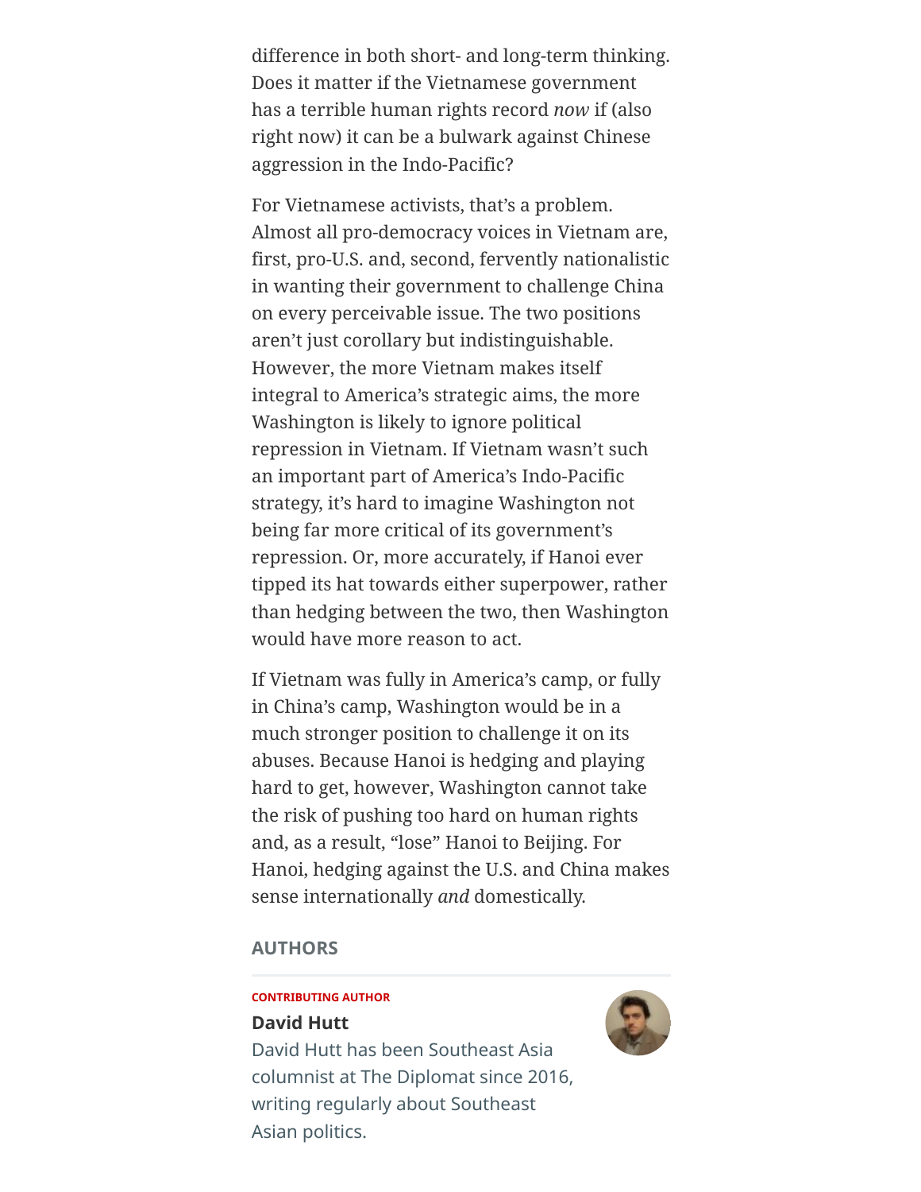difference in both short- and long-term thinking. Does it matter if the Vietnamese government has a terrible human rights record *now* if (also right now) it can be a bulwark against Chinese aggression in the Indo-Pacific?

For Vietnamese activists, that's a problem. Almost all pro-democracy voices in Vietnam are, first, pro-U.S. and, second, fervently nationalistic in wanting their government to challenge China on every perceivable issue. The two positions aren't just corollary but indistinguishable. However, the more Vietnam makes itself integral to America's strategic aims, the more Washington is likely to ignore political repression in Vietnam. If Vietnam wasn't such an important part of America's Indo-Pacific strategy, it's hard to imagine Washington not being far more critical of its government's repression. Or, more accurately, if Hanoi ever tipped its hat towards either superpower, rather than hedging between the two, then Washington would have more reason to act.

If Vietnam was fully in America's camp, or fully in China's camp, Washington would be in a much stronger position to challenge it on its abuses. Because Hanoi is hedging and playing hard to get, however, Washington cannot take the risk of pushing too hard on human rights and, as a result, "lose" Hanoi to Beijing. For Hanoi, hedging against the U.S. and China makes sense internationally *and* domestically.

## AUTHORS

CONTRIBUTING AUTHOR

**David Hutt**

David Hutt has been Southeast Asia columnist at The Diplomat since 2016, writing regularly about Southeast Asian politics.